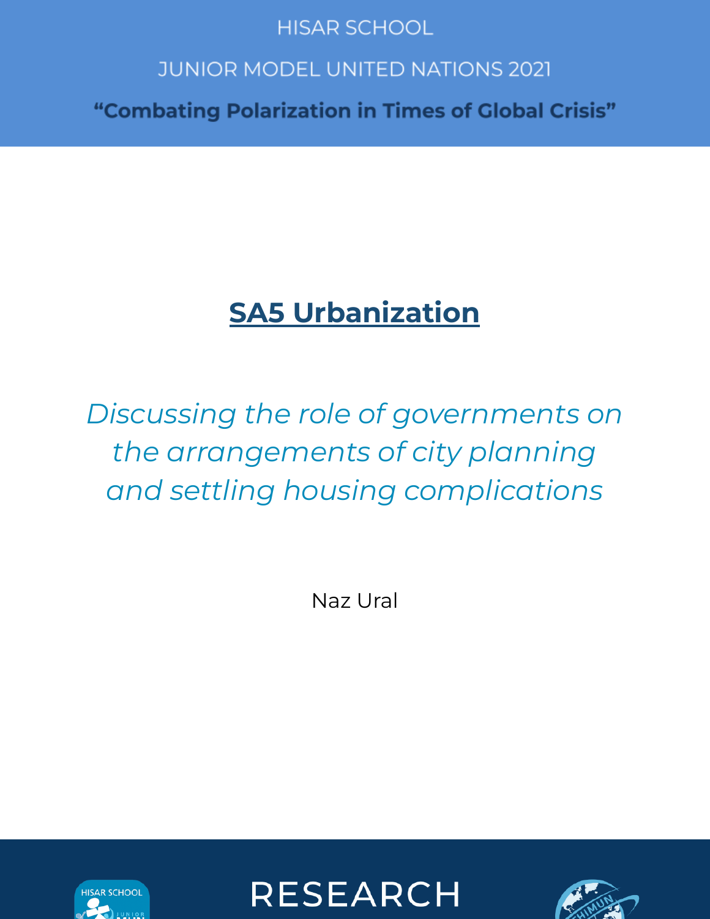HISAR SCHOOL

JUNIOR MODEL UNITED NATIONS 2021

**"Combating Polarization in Times of Global Crisis"**

# SA5 Urbanization

*Discussing the role of governments on the arrangements of city planning and settling housing complications*

Naz Ural

RESEARCH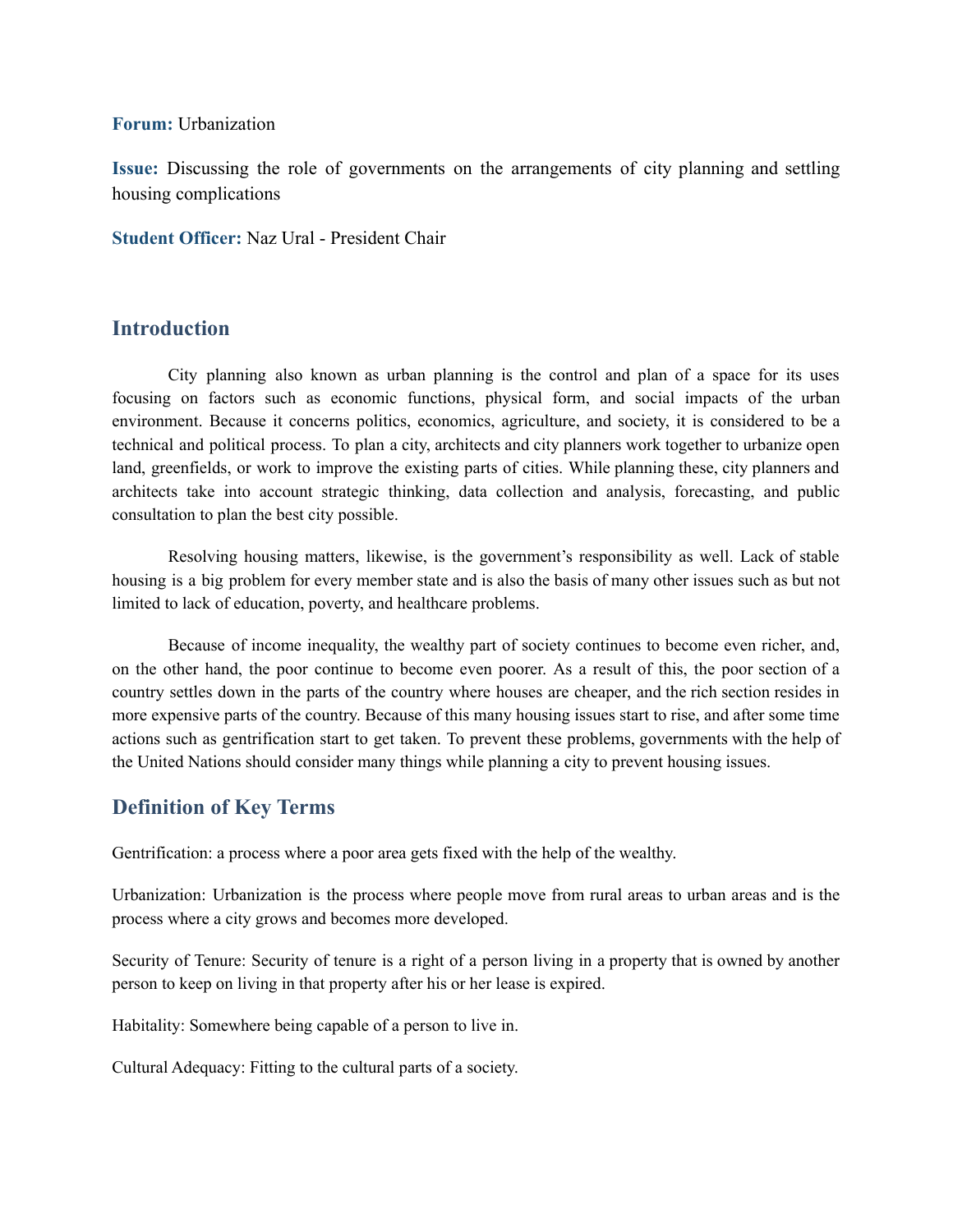**Forum:** Urbanization

**Issue:** Discussing the role of governments on the arrangements of city planning and settling housing complications

**Student Officer:** Naz Ural - President Chair

## Introduction

City planning also known as urban planning is the control and plan of a space for its uses focusing on factors such as economic functions, physical form, and social impacts of the urban environment. Because it concerns politics, economics, agriculture, and society, it is considered to be a technical and political process. To plan a city, architects and city planners work together to urbanize open land, greenfields, or work to improve the existing parts of cities. While planning these, city planners and architects take into account strategic thinking, data collection and analysis, forecasting, and public consultation to plan the best city possible.

Resolving housing matters, likewise, is the government's responsibility as well. Lack of stable housing is a big problem for every member state and is also the basis of many other issues such as but not limited to lack of education, poverty, and healthcare problems.

Because of income inequality, the wealthy part of society continues to become even richer, and, on the other hand, the poor continue to become even poorer. As a result of this, the poor section of a country settles down in the parts of the country where houses are cheaper, and the rich section resides in more expensive parts of the country. Because of this many housing issues start to rise, and after some time actions such as gentrification start to get taken. To prevent these problems, governments with the help of the United Nations should consider many things while planning a city to prevent housing issues.

## Definition of Key Terms

Gentrification: a process where a poor area gets fixed with the help of the wealthy.

Urbanization: Urbanization is the process where people move from rural areas to urban areas and is the process where a city grows and becomes more developed.

Security of Tenure: Security of tenure is a right of a person living in a property that is owned by another person to keep on living in that property after his or her lease is expired.

Habitality: Somewhere being capable of a person to live in.

Cultural Adequacy: Fitting to the cultural parts of a society.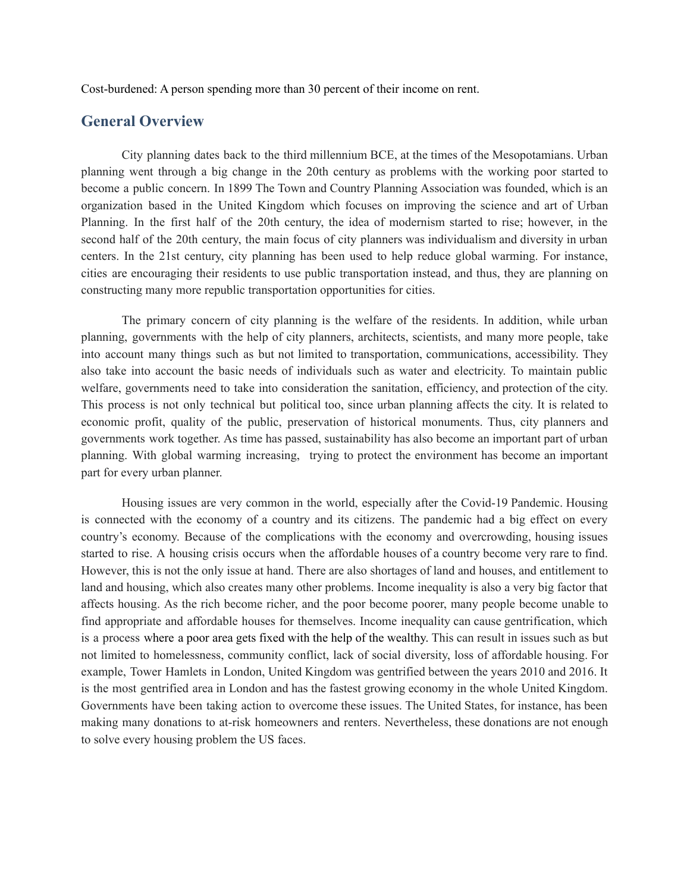Cost-burdened: A person spending more than 30 percent of their income on rent.

## General Overview

City planning dates back to the third millennium BCE, at the times of the Mesopotamians. Urban planning went through a big change in the 20th century as problems with the working poor started to become a public concern. In 1899 The Town and Country Planning Association was founded, which is an organization based in the United Kingdom which focuses on improving the science and art of Urban Planning. In the first half of the 20th century, the idea of modernism started to rise; however, in the second half of the 20th century, the main focus of city planners was individualism and diversity in urban centers. In the 21st century, city planning has been used to help reduce global warming. For instance, cities are encouraging their residents to use public transportation instead, and thus, they are planning on constructing many more republic transportation opportunities for cities.

The primary concern of city planning is the welfare of the residents. In addition, while urban planning, governments with the help of city planners, architects, scientists, and many more people, take into account many things such as but not limited to transportation, communications, accessibility. They also take into account the basic needs of individuals such as water and electricity. To maintain public welfare, governments need to take into consideration the sanitation, efficiency, and protection of the city. This process is not only technical but political too, since urban planning affects the city. It is related to economic profit, quality of the public, preservation of historical monuments. Thus, city planners and governments work together. As time has passed, sustainability has also become an important part of urban planning. With global warming increasing, trying to protect the environment has become an important part for every urban planner.

Housing issues are very common in the world, especially after the Covid-19 Pandemic. Housing is connected with the economy of a country and its citizens. The pandemic had a big effect on every country's economy. Because of the complications with the economy and overcrowding, housing issues started to rise. A housing crisis occurs when the affordable houses of a country become very rare to find. However, this is not the only issue at hand. There are also shortages of land and houses, and entitlement to land and housing, which also creates many other problems. Income inequality is also a very big factor that affects housing. As the rich become richer, and the poor become poorer, many people become unable to find appropriate and affordable houses for themselves. Income inequality can cause gentrification, which is a process where a poor area gets fixed with the help of the wealthy. This can result in issues such as but not limited to homelessness, community conflict, lack of social diversity, loss of affordable housing. For example, Tower Hamlets in London, United Kingdom was gentrified between the years 2010 and 2016. It is the most gentrified area in London and has the fastest growing economy in the whole United Kingdom. Governments have been taking action to overcome these issues. The United States, for instance, has been making many donations to at-risk homeowners and renters. Nevertheless, these donations are not enough to solve every housing problem the US faces.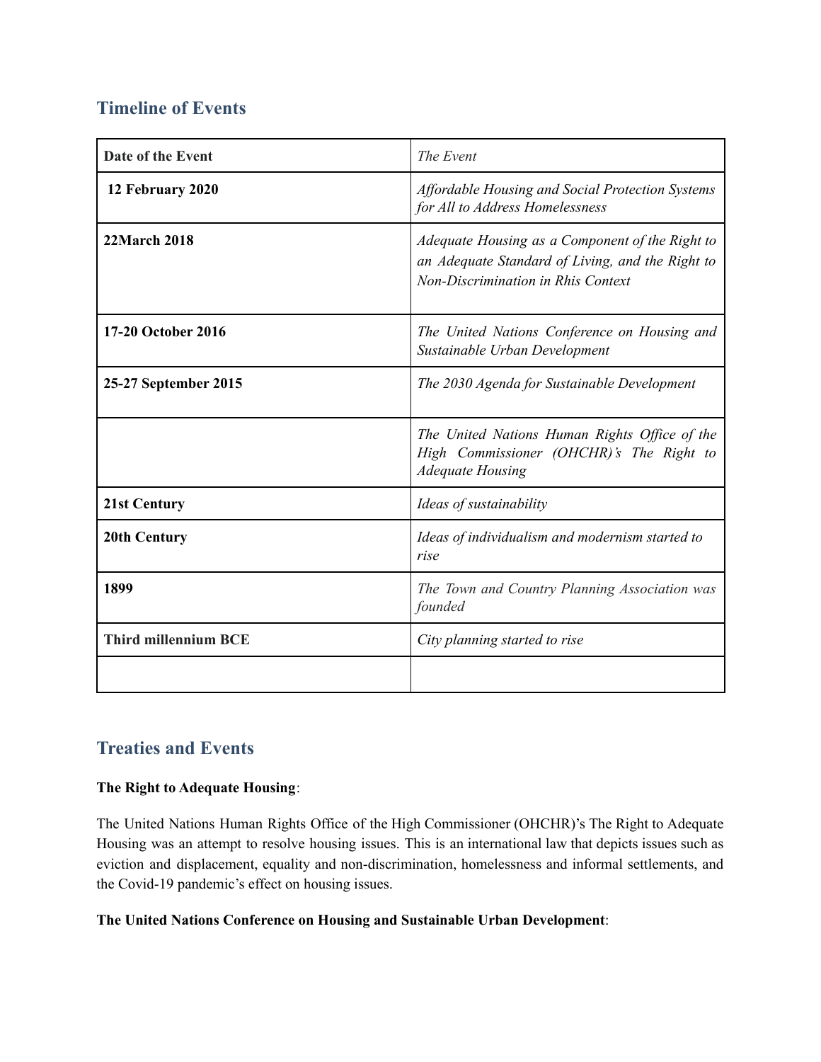## Timeline of Events

| **Date of the Event** | *The Event* |
| --- | --- |
| **12 February 2020** | *Affordable Housing and Social Protection Systems for All to Address Homelessness* |
| **22March 2018** | *Adequate Housing as a Component of the Right to an Adequate Standard of Living, and the Right to Non-Discrimination in Rhis Context* |
| **17-20 October 2016** | *The United Nations Conference on Housing and Sustainable Urban Development* |
| **25-27 September 2015** | *The 2030 Agenda for Sustainable Development* |
| | *The United Nations Human Rights Office of the High Commissioner (OHCHR)'s The Right to Adequate Housing* |
| **21st Century** | *Ideas of sustainability* |
| **20th Century** | *Ideas of individualism and modernism started to rise* |
| **1899** | *The Town and Country Planning Association was founded* |
| **Third millennium BCE** | *City planning started to rise* |
| | |

## Treaties and Events

**The Right to Adequate Housing**:

The United Nations Human Rights Office of the High Commissioner (OHCHR)'s The Right to Adequate Housing was an attempt to resolve housing issues. This is an international law that depicts issues such as eviction and displacement, equality and non-discrimination, homelessness and informal settlements, and the Covid-19 pandemic's effect on housing issues.

**The United Nations Conference on Housing and Sustainable Urban Development**: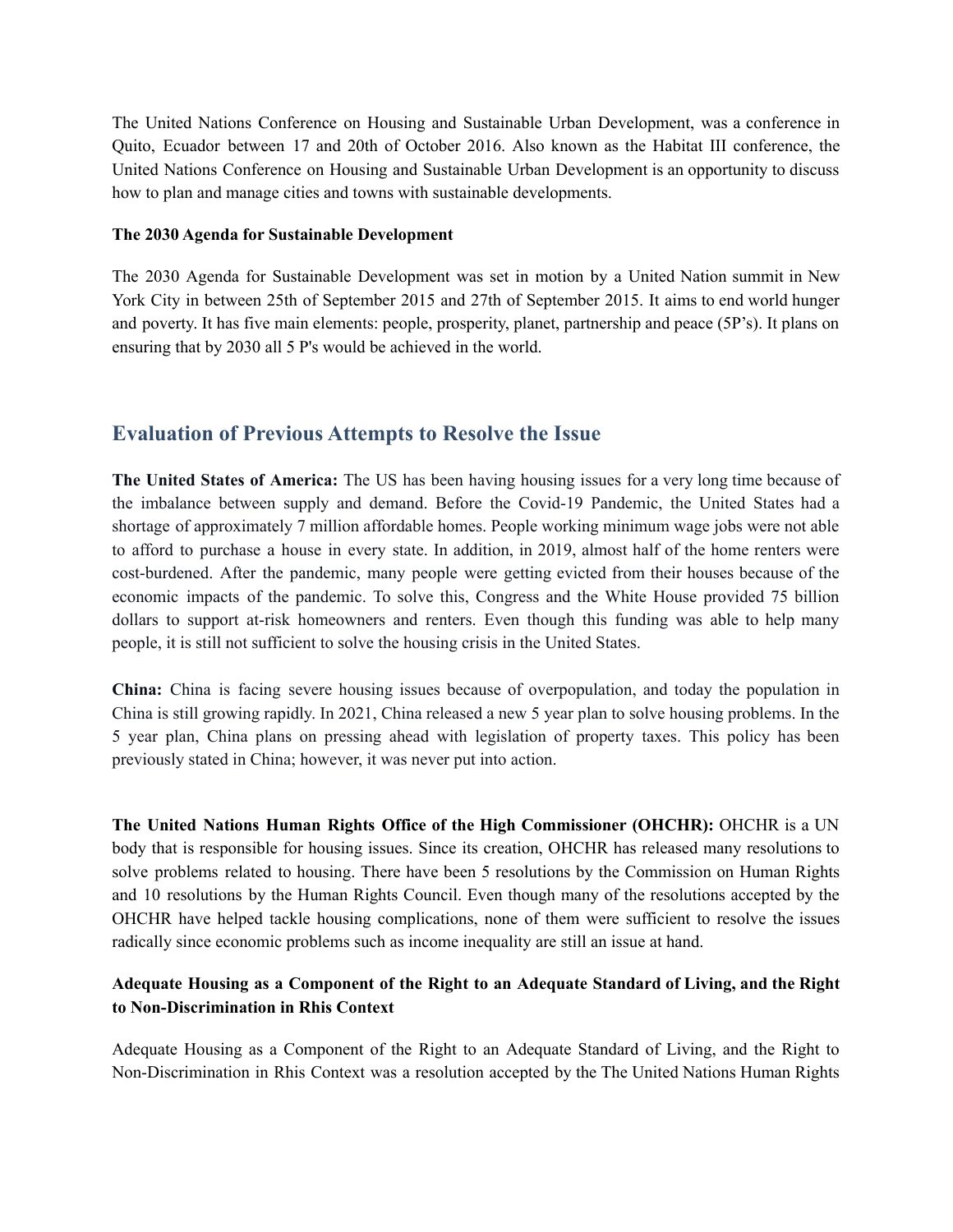The United Nations Conference on Housing and Sustainable Urban Development, was a conference in Quito, Ecuador between 17 and 20th of October 2016. Also known as the Habitat III conference, the United Nations Conference on Housing and Sustainable Urban Development is an opportunity to discuss how to plan and manage cities and towns with sustainable developments.

**The 2030 Agenda for Sustainable Development**

The 2030 Agenda for Sustainable Development was set in motion by a United Nation summit in New York City in between 25th of September 2015 and 27th of September 2015. It aims to end world hunger and poverty. It has five main elements: people, prosperity, planet, partnership and peace (5P's). It plans on ensuring that by 2030 all 5 P's would be achieved in the world.

## Evaluation of Previous Attempts to Resolve the Issue

**The United States of America:** The US has been having housing issues for a very long time because of the imbalance between supply and demand. Before the Covid-19 Pandemic, the United States had a shortage of approximately 7 million affordable homes. People working minimum wage jobs were not able to afford to purchase a house in every state. In addition, in 2019, almost half of the home renters were cost-burdened. After the pandemic, many people were getting evicted from their houses because of the economic impacts of the pandemic. To solve this, Congress and the White House provided 75 billion dollars to support at-risk homeowners and renters. Even though this funding was able to help many people, it is still not sufficient to solve the housing crisis in the United States.

**China:** China is facing severe housing issues because of overpopulation, and today the population in China is still growing rapidly. In 2021, China released a new 5 year plan to solve housing problems. In the 5 year plan, China plans on pressing ahead with legislation of property taxes. This policy has been previously stated in China; however, it was never put into action.

**The United Nations Human Rights Office of the High Commissioner (OHCHR):** OHCHR is a UN body that is responsible for housing issues. Since its creation, OHCHR has released many resolutions to solve problems related to housing. There have been 5 resolutions by the Commission on Human Rights and 10 resolutions by the Human Rights Council. Even though many of the resolutions accepted by the OHCHR have helped tackle housing complications, none of them were sufficient to resolve the issues radically since economic problems such as income inequality are still an issue at hand.

**Adequate Housing as a Component of the Right to an Adequate Standard of Living, and the Right to Non-Discrimination in Rhis Context**

Adequate Housing as a Component of the Right to an Adequate Standard of Living, and the Right to Non-Discrimination in Rhis Context was a resolution accepted by the The United Nations Human Rights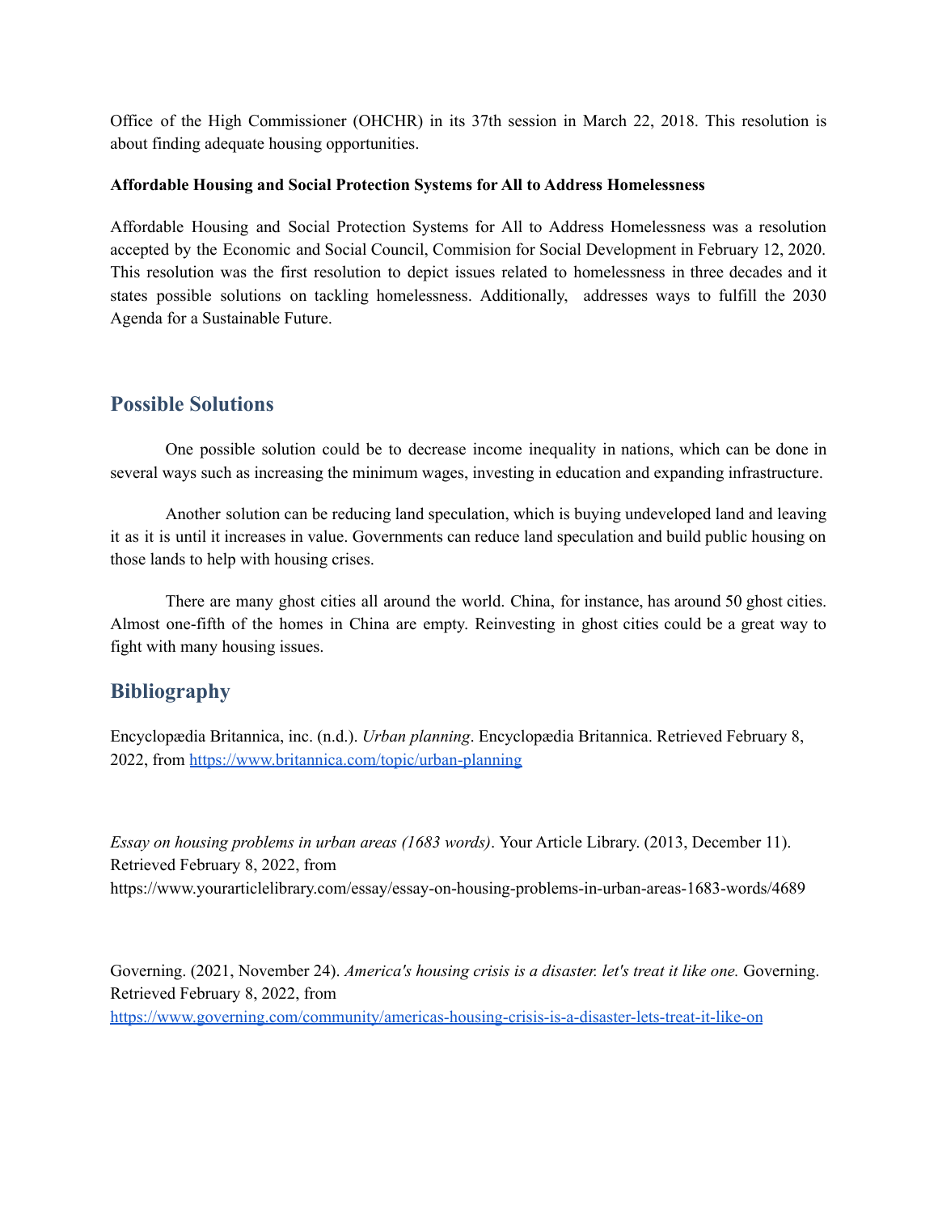Office of the High Commissioner (OHCHR) in its 37th session in March 22, 2018. This resolution is about finding adequate housing opportunities.

**Affordable Housing and Social Protection Systems for All to Address Homelessness**

Affordable Housing and Social Protection Systems for All to Address Homelessness was a resolution accepted by the Economic and Social Council, Commision for Social Development in February 12, 2020. This resolution was the first resolution to depict issues related to homelessness in three decades and it states possible solutions on tackling homelessness. Additionally,  addresses ways to fulfill the 2030 Agenda for a Sustainable Future.

## Possible Solutions

One possible solution could be to decrease income inequality in nations, which can be done in several ways such as increasing the minimum wages, investing in education and expanding infrastructure.

Another solution can be reducing land speculation, which is buying undeveloped land and leaving it as it is until it increases in value. Governments can reduce land speculation and build public housing on those lands to help with housing crises.

There are many ghost cities all around the world. China, for instance, has around 50 ghost cities. Almost one-fifth of the homes in China are empty. Reinvesting in ghost cities could be a great way to fight with many housing issues.

## Bibliography

Encyclopædia Britannica, inc. (n.d.). *Urban planning*. Encyclopædia Britannica. Retrieved February 8, 2022, from https://www.britannica.com/topic/urban-planning

*Essay on housing problems in urban areas (1683 words)*. Your Article Library. (2013, December 11). Retrieved February 8, 2022, from https://www.yourarticlelibrary.com/essay/essay-on-housing-problems-in-urban-areas-1683-words/4689

Governing. (2021, November 24). *America's housing crisis is a disaster. let's treat it like one.* Governing. Retrieved February 8, 2022, from https://www.governing.com/community/americas-housing-crisis-is-a-disaster-lets-treat-it-like-on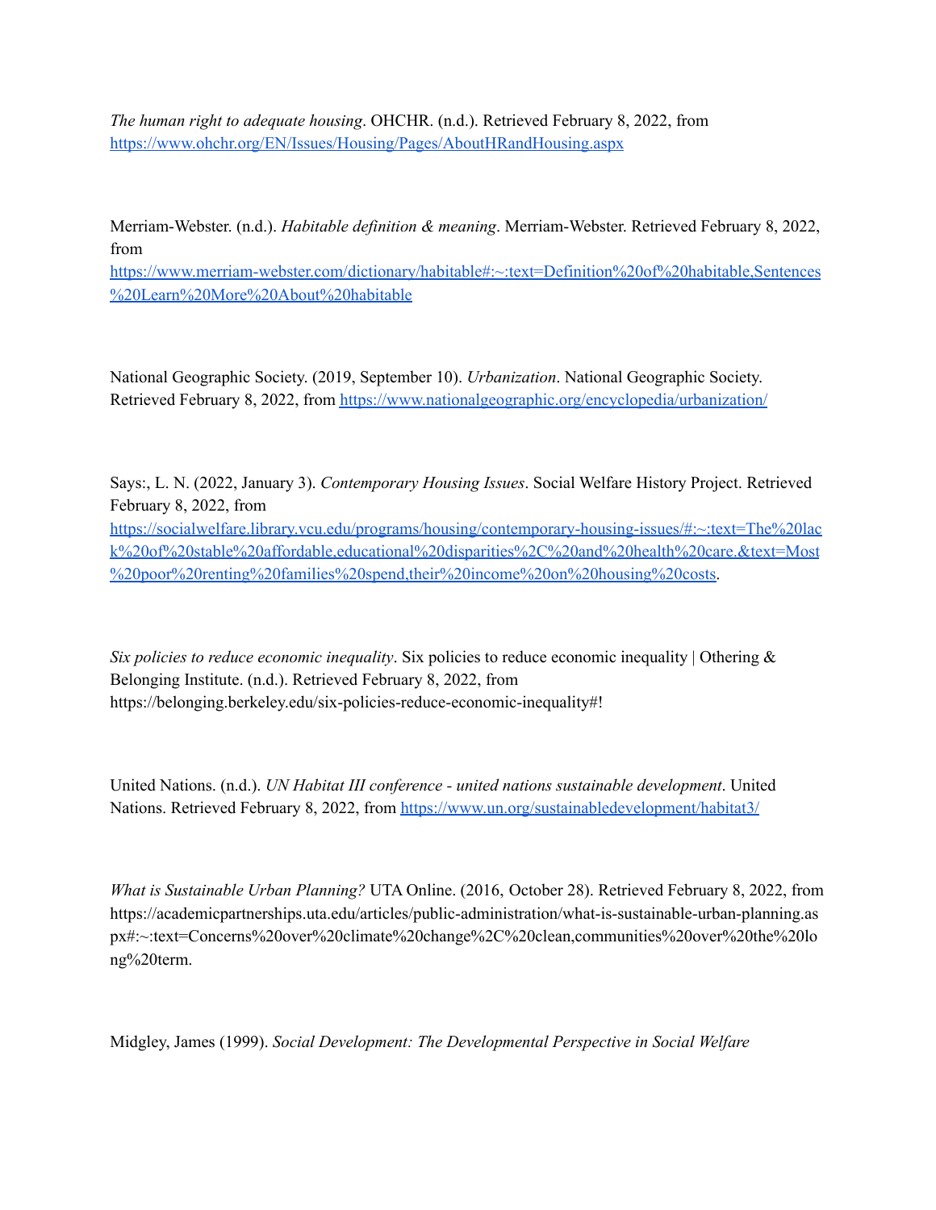*The human right to adequate housing*. OHCHR. (n.d.). Retrieved February 8, 2022, from https://www.ohchr.org/EN/Issues/Housing/Pages/AboutHRandHousing.aspx

Merriam-Webster. (n.d.). *Habitable definition & meaning*. Merriam-Webster. Retrieved February 8, 2022, from https://www.merriam-webster.com/dictionary/habitable#:~:text=Definition%20of%20habitable,Sentences%20Learn%20More%20About%20habitable

National Geographic Society. (2019, September 10). *Urbanization*. National Geographic Society. Retrieved February 8, 2022, from https://www.nationalgeographic.org/encyclopedia/urbanization/

Says:, L. N. (2022, January 3). *Contemporary Housing Issues*. Social Welfare History Project. Retrieved February 8, 2022, from https://socialwelfare.library.vcu.edu/programs/housing/contemporary-housing-issues/#:~:text=The%20lack%20of%20stable%20affordable,educational%20disparities%2C%20and%20health%20care.&text=Most%20poor%20renting%20families%20spend,their%20income%20on%20housing%20costs.

*Six policies to reduce economic inequality*. Six policies to reduce economic inequality | Othering & Belonging Institute. (n.d.). Retrieved February 8, 2022, from https://belonging.berkeley.edu/six-policies-reduce-economic-inequality#!

United Nations. (n.d.). *UN Habitat III conference - united nations sustainable development*. United Nations. Retrieved February 8, 2022, from https://www.un.org/sustainabledevelopment/habitat3/

*What is Sustainable Urban Planning?* UTA Online. (2016, October 28). Retrieved February 8, 2022, from https://academicpartnerships.uta.edu/articles/public-administration/what-is-sustainable-urban-planning.aspx#:~:text=Concerns%20over%20climate%20change%2C%20clean,communities%20over%20the%20long%20term.

Midgley, James (1999). *Social Development: The Developmental Perspective in Social Welfare*